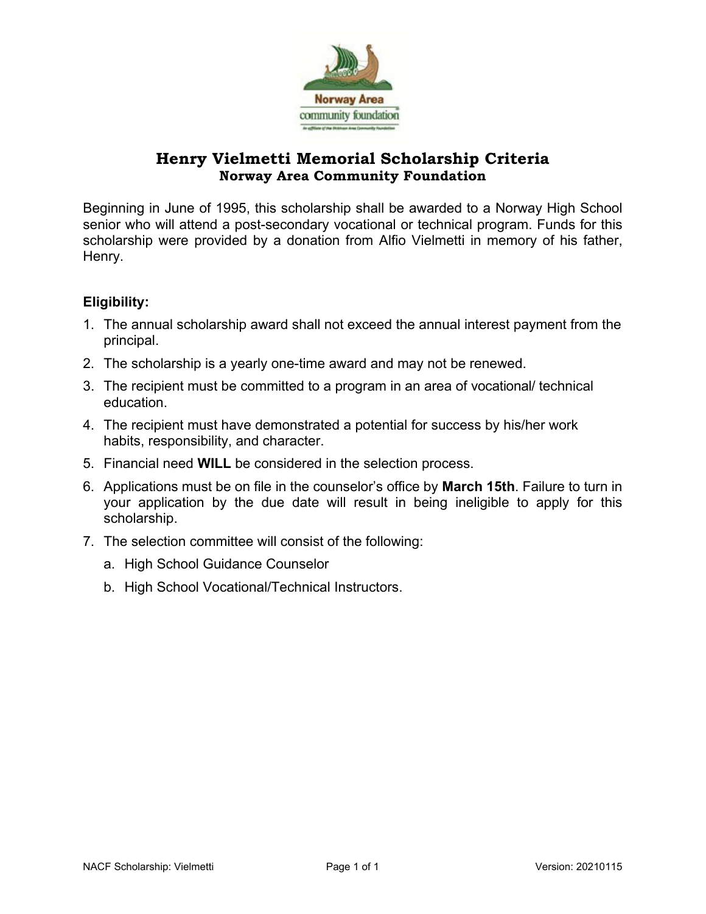# Henry Vielmetti Memorial Scholarship Criteria

## Norway Area Community Foundation

Beginning in June of 1995, this scholarship shall be awarded to a Norway High School senior who will attend a post-secondary vocational or technical program. Funds for this scholarship were provided by a donation from Alfio Vielmetti in memory of his father, Henry.

**Eligibility:**

1. The annual scholarship award shall not exceed the annual interest payment from the principal.
2. The scholarship is a yearly one-time award and may not be renewed.
3. The recipient must be committed to a program in an area of vocational/ technical education.
4. The recipient must have demonstrated a potential for success by his/her work habits, responsibility, and character.
5. Financial need **WILL** be considered in the selection process.
6. Applications must be on file in the counselor's office by **March 15th**. Failure to turn in your application by the due date will result in being ineligible to apply for this scholarship.
7. The selection committee will consist of the following:
   a. High School Guidance Counselor
   b. High School Vocational/Technical Instructors.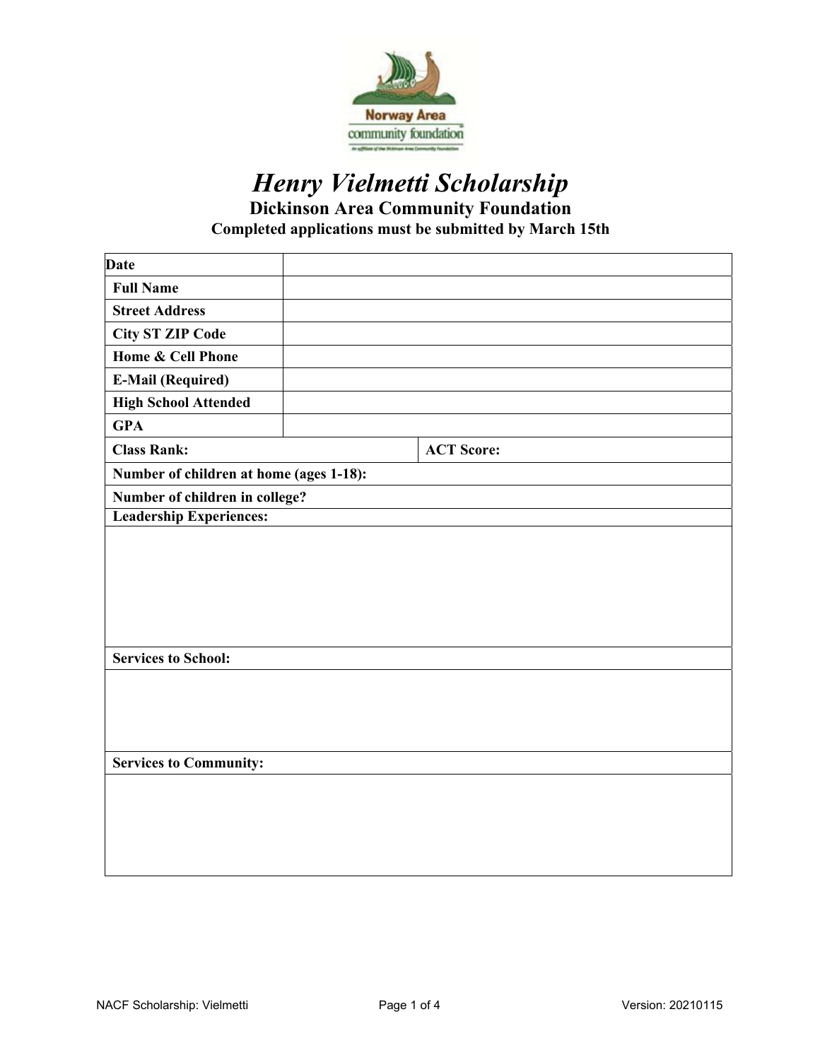# *Henry Vielmetti Scholarship*

## Dickinson Area Community Foundation

**Completed applications must be submitted by March 15th**

| | |
|---|---|
| **Date** | |
| **Full Name** | |
| **Street Address** | |
| **City ST ZIP Code** | |
| **Home & Cell Phone** | |
| **E-Mail (Required)** | |
| **High School Attended** | |
| **GPA** | |
| **Class Rank:** | **ACT Score:** |
| **Number of children at home (ages 1-18):** | |
| **Number of children in college?** | |
| **Leadership Experiences:** | |
| | |
| **Services to School:** | |
| | |
| **Services to Community:** | |
| | |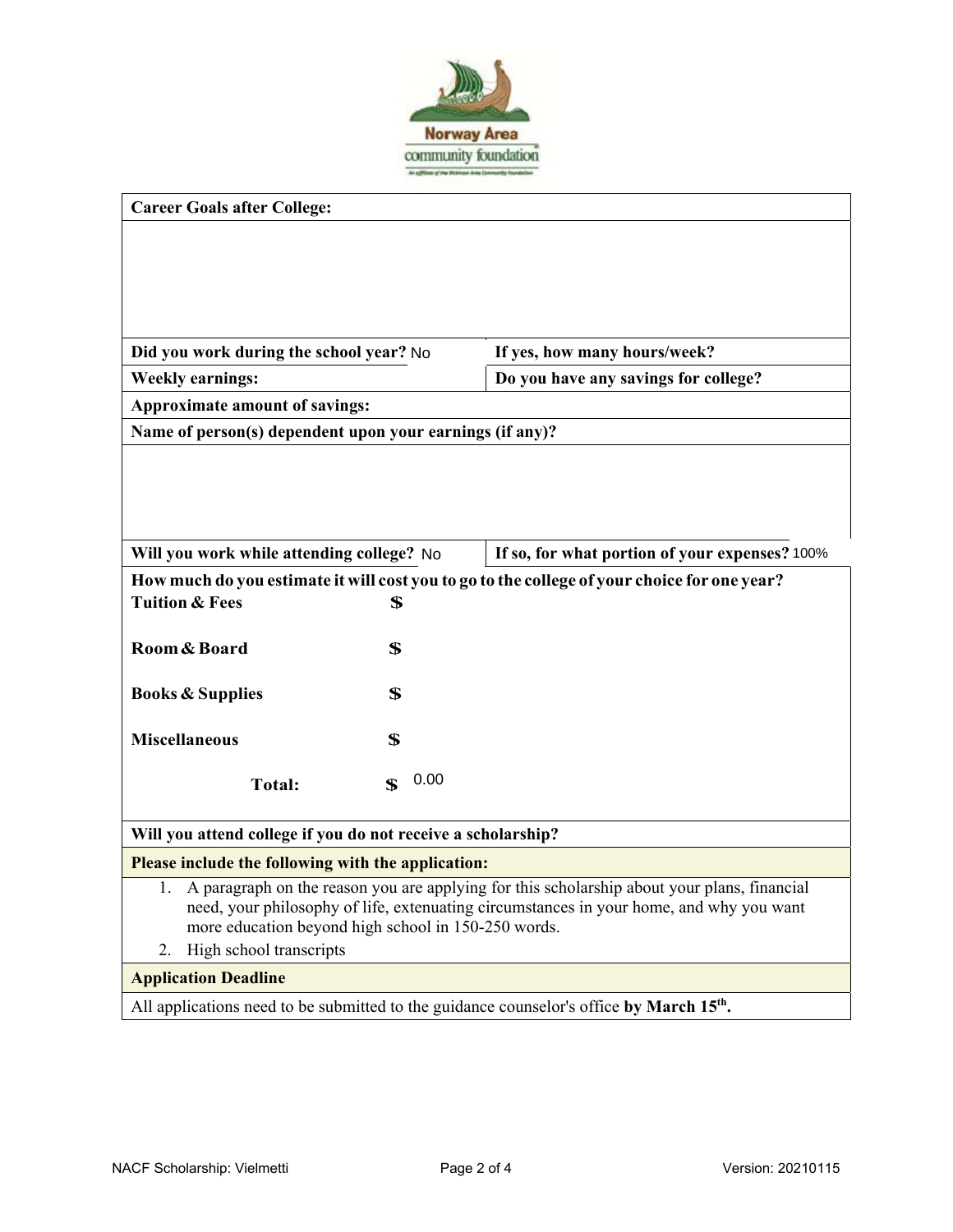Norway Area community foundation

| **Career Goals after College:** | |
|---|---|
| | |
| **Did you work during the school year?** No | **If yes, how many hours/week?** |
| **Weekly earnings:** | **Do you have any savings for college?** |
| **Approximate amount of savings:** | |
| **Name of person(s) dependent upon your earnings (if any)?** | |
| | |
| **Will you work while attending college?** No | **If so, for what portion of your expenses?** 100% |

**How much do you estimate it will cost you to go to the college of your choice for one year?**

| | |
|---|---|
| **Tuition & Fees** | **$** |
| **Room & Board** | **$** |
| **Books & Supplies** | **$** |
| **Miscellaneous** | **$** |
| **Total:** | **$** 0.00 |

**Will you attend college if you do not receive a scholarship?**

**Please include the following with the application:**

1. A paragraph on the reason you are applying for this scholarship about your plans, financial need, your philosophy of life, extenuating circumstances in your home, and why you want more education beyond high school in 150-250 words.
2. High school transcripts

**Application Deadline**

All applications need to be submitted to the guidance counselor's office **by March 15th.**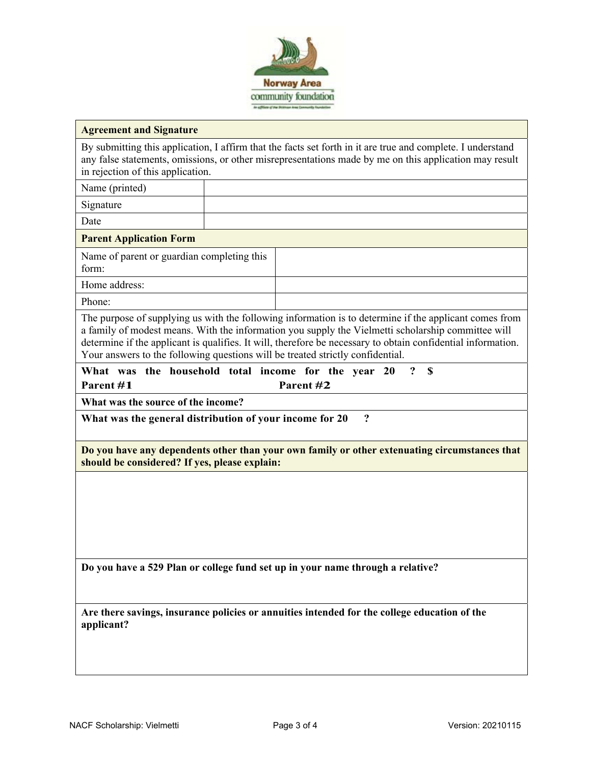## Agreement and Signature

By submitting this application, I affirm that the facts set forth in it are true and complete. I understand any false statements, omissions, or other misrepresentations made by me on this application may result in rejection of this application.

| | |
|---|---|
| Name (printed) | |
| Signature | |
| Date | |

## Parent Application Form

| | |
|---|---|
| Name of parent or guardian completing this form: | |
| Home address: | |
| Phone: | |

The purpose of supplying us with the following information is to determine if the applicant comes from a family of modest means. With the information you supply the Vielmetti scholarship committee will determine if the applicant is qualifies. It will, therefore be necessary to obtain confidential information. Your answers to the following questions will be treated strictly confidential.

**What was the household total income for the year 20 ? $**

**Parent #1** **Parent #2**

**What was the source of the income?**

**What was the general distribution of your income for 20 ?**

**Do you have any dependents other than your own family or other extenuating circumstances that should be considered? If yes, please explain:**

**Do you have a 529 Plan or college fund set up in your name through a relative?**

**Are there savings, insurance policies or annuities intended for the college education of the applicant?**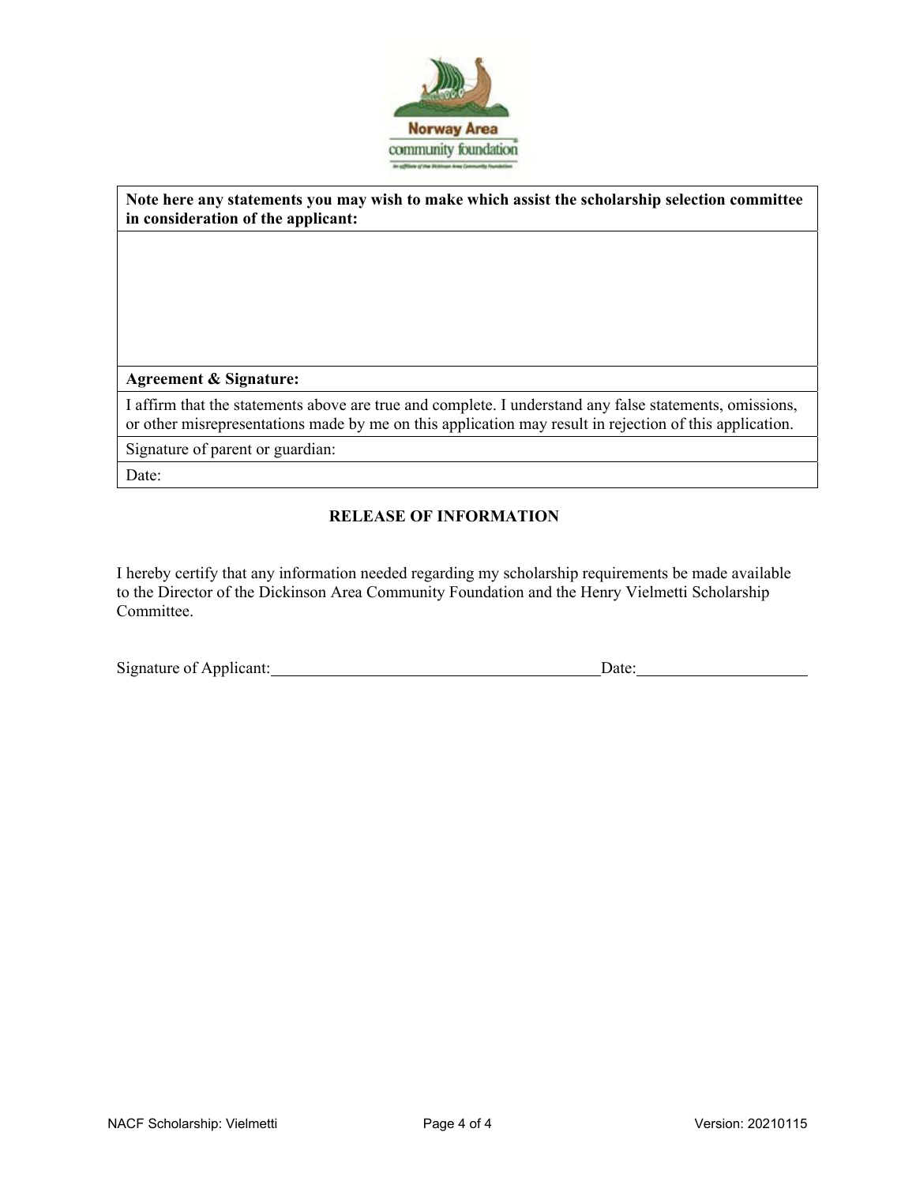| **Note here any statements you may wish to make which assist the scholarship selection committee in consideration of the applicant:** |
| --- |
| |
| **Agreement & Signature:** |
| I affirm that the statements above are true and complete. I understand any false statements, omissions, or other misrepresentations made by me on this application may result in rejection of this application. |
| Signature of parent or guardian: |
| Date: |

## RELEASE OF INFORMATION

I hereby certify that any information needed regarding my scholarship requirements be made available to the Director of the Dickinson Area Community Foundation and the Henry Vielmetti Scholarship Committee.

Signature of Applicant:\_\_\_\_\_\_\_\_\_\_\_\_\_\_\_\_\_\_\_\_\_\_\_\_\_\_\_\_\_\_\_\_\_\_\_\_\_\_\_\_Date:\_\_\_\_\_\_\_\_\_\_\_\_\_\_\_\_\_\_\_\_\_